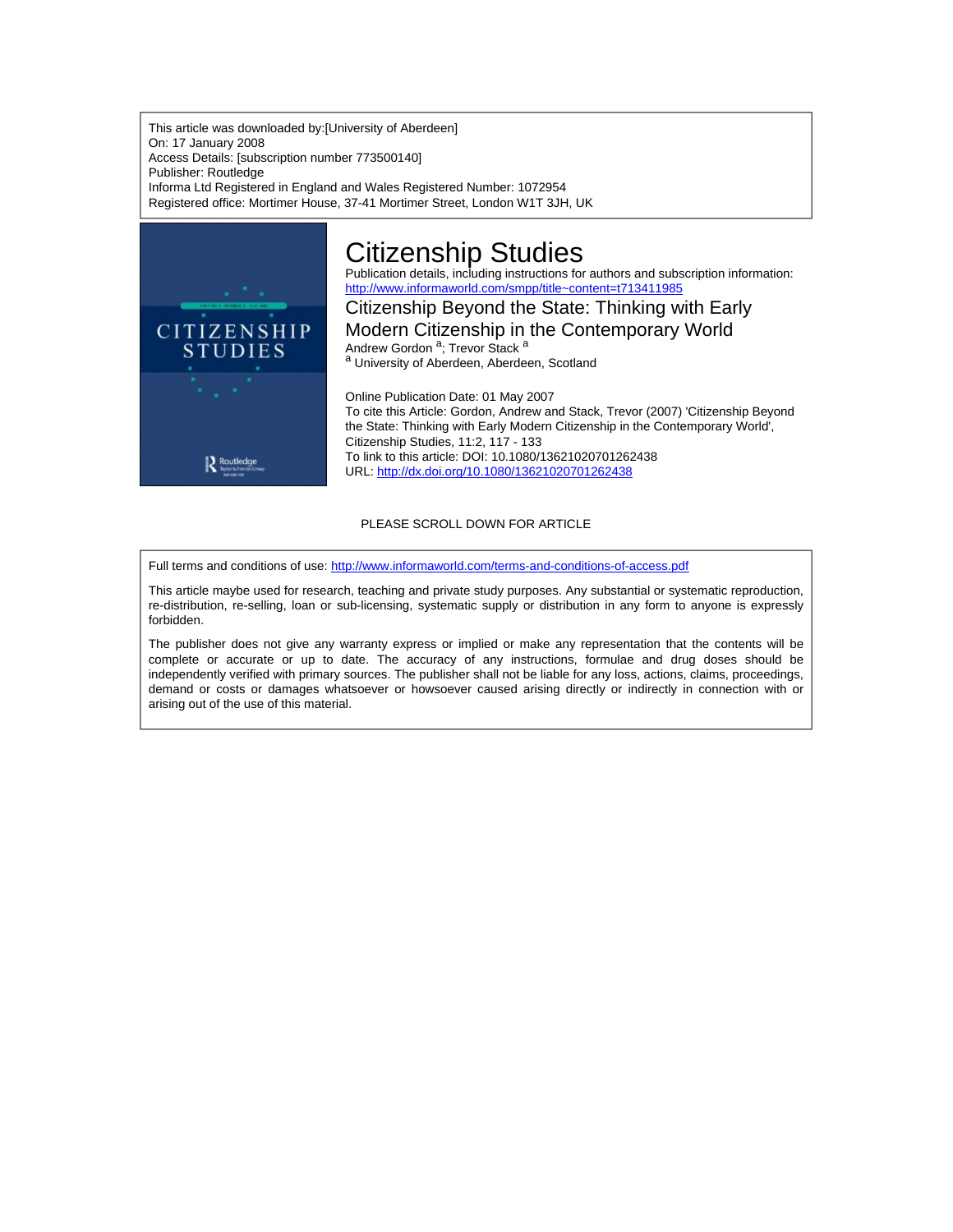This article was downloaded by:[University of Aberdeen]
On: 17 January 2008
Access Details: [subscription number 773500140]
Publisher: Routledge
Informa Ltd Registered in England and Wales Registered Number: 1072954
Registered office: Mortimer House, 37-41 Mortimer Street, London W1T 3JH, UK

# Citizenship Studies

Publication details, including instructions for authors and subscription information:
http://www.informaworld.com/smpp/title~content=t713411985

## Citizenship Beyond the State: Thinking with Early Modern Citizenship in the Contemporary World

Andrew Gordon [a]; Trevor Stack [a]

[a] University of Aberdeen, Aberdeen, Scotland

Online Publication Date: 01 May 2007

To cite this Article: Gordon, Andrew and Stack, Trevor (2007) 'Citizenship Beyond the State: Thinking with Early Modern Citizenship in the Contemporary World', Citizenship Studies, 11:2, 117 - 133

To link to this article: DOI: 10.1080/13621020701262438

URL: http://dx.doi.org/10.1080/13621020701262438

PLEASE SCROLL DOWN FOR ARTICLE

Full terms and conditions of use: http://www.informaworld.com/terms-and-conditions-of-access.pdf

This article maybe used for research, teaching and private study purposes. Any substantial or systematic reproduction, re-distribution, re-selling, loan or sub-licensing, systematic supply or distribution in any form to anyone is expressly forbidden.

The publisher does not give any warranty express or implied or make any representation that the contents will be complete or accurate or up to date. The accuracy of any instructions, formulae and drug doses should be independently verified with primary sources. The publisher shall not be liable for any loss, actions, claims, proceedings, demand or costs or damages whatsoever or howsoever caused arising directly or indirectly in connection with or arising out of the use of this material.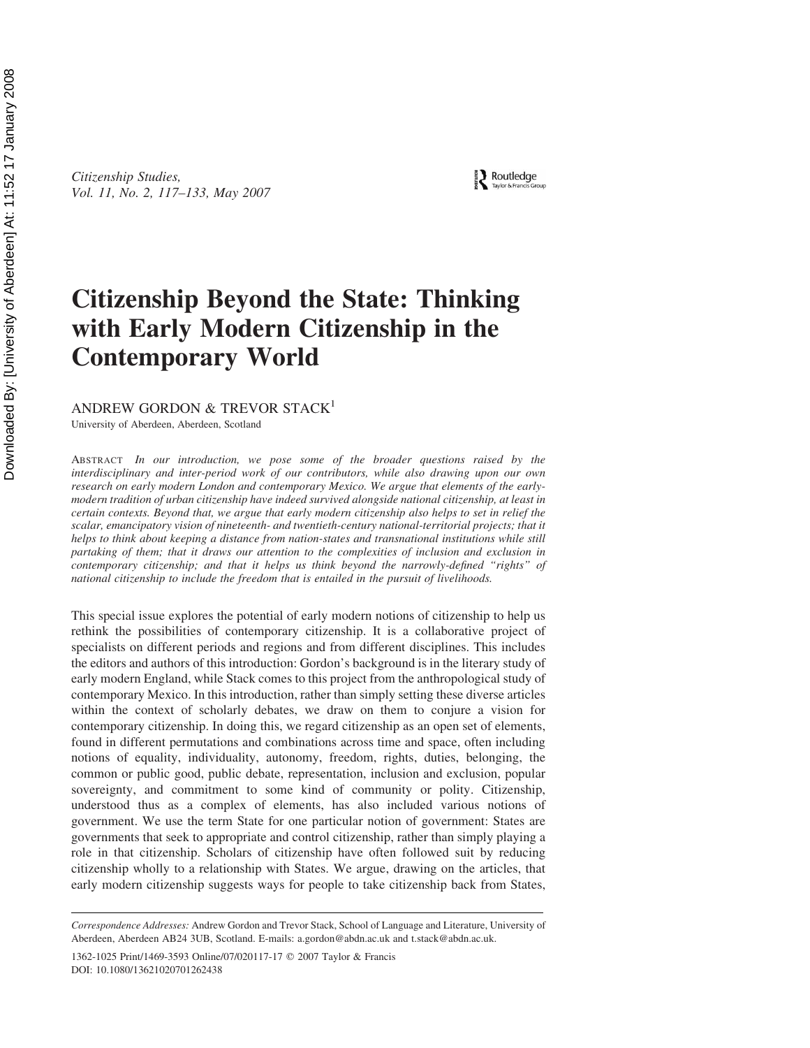# Citizenship Beyond the State: Thinking with Early Modern Citizenship in the Contemporary World

ANDREW GORDON & TREVOR STACK[1]

University of Aberdeen, Aberdeen, Scotland

ABSTRACT *In our introduction, we pose some of the broader questions raised by the interdisciplinary and inter-period work of our contributors, while also drawing upon our own research on early modern London and contemporary Mexico. We argue that elements of the early-modern tradition of urban citizenship have indeed survived alongside national citizenship, at least in certain contexts. Beyond that, we argue that early modern citizenship also helps to set in relief the scalar, emancipatory vision of nineteenth- and twentieth-century national-territorial projects; that it helps to think about keeping a distance from nation-states and transnational institutions while still partaking of them; that it draws our attention to the complexities of inclusion and exclusion in contemporary citizenship; and that it helps us think beyond the narrowly-defined "rights" of national citizenship to include the freedom that is entailed in the pursuit of livelihoods.*

This special issue explores the potential of early modern notions of citizenship to help us rethink the possibilities of contemporary citizenship. It is a collaborative project of specialists on different periods and regions and from different disciplines. This includes the editors and authors of this introduction: Gordon's background is in the literary study of early modern England, while Stack comes to this project from the anthropological study of contemporary Mexico. In this introduction, rather than simply setting these diverse articles within the context of scholarly debates, we draw on them to conjure a vision for contemporary citizenship. In doing this, we regard citizenship as an open set of elements, found in different permutations and combinations across time and space, often including notions of equality, individuality, autonomy, freedom, rights, duties, belonging, the common or public good, public debate, representation, inclusion and exclusion, popular sovereignty, and commitment to some kind of community or polity. Citizenship, understood thus as a complex of elements, has also included various notions of government. We use the term State for one particular notion of government: States are governments that seek to appropriate and control citizenship, rather than simply playing a role in that citizenship. Scholars of citizenship have often followed suit by reducing citizenship wholly to a relationship with States. We argue, drawing on the articles, that early modern citizenship suggests ways for people to take citizenship back from States,

*Correspondence Addresses:* Andrew Gordon and Trevor Stack, School of Language and Literature, University of Aberdeen, Aberdeen AB24 3UB, Scotland. E-mails: a.gordon@abdn.ac.uk and t.stack@abdn.ac.uk.

1362-1025 Print/1469-3593 Online/07/020117-17 © 2007 Taylor & Francis
DOI: 10.1080/13621020701262438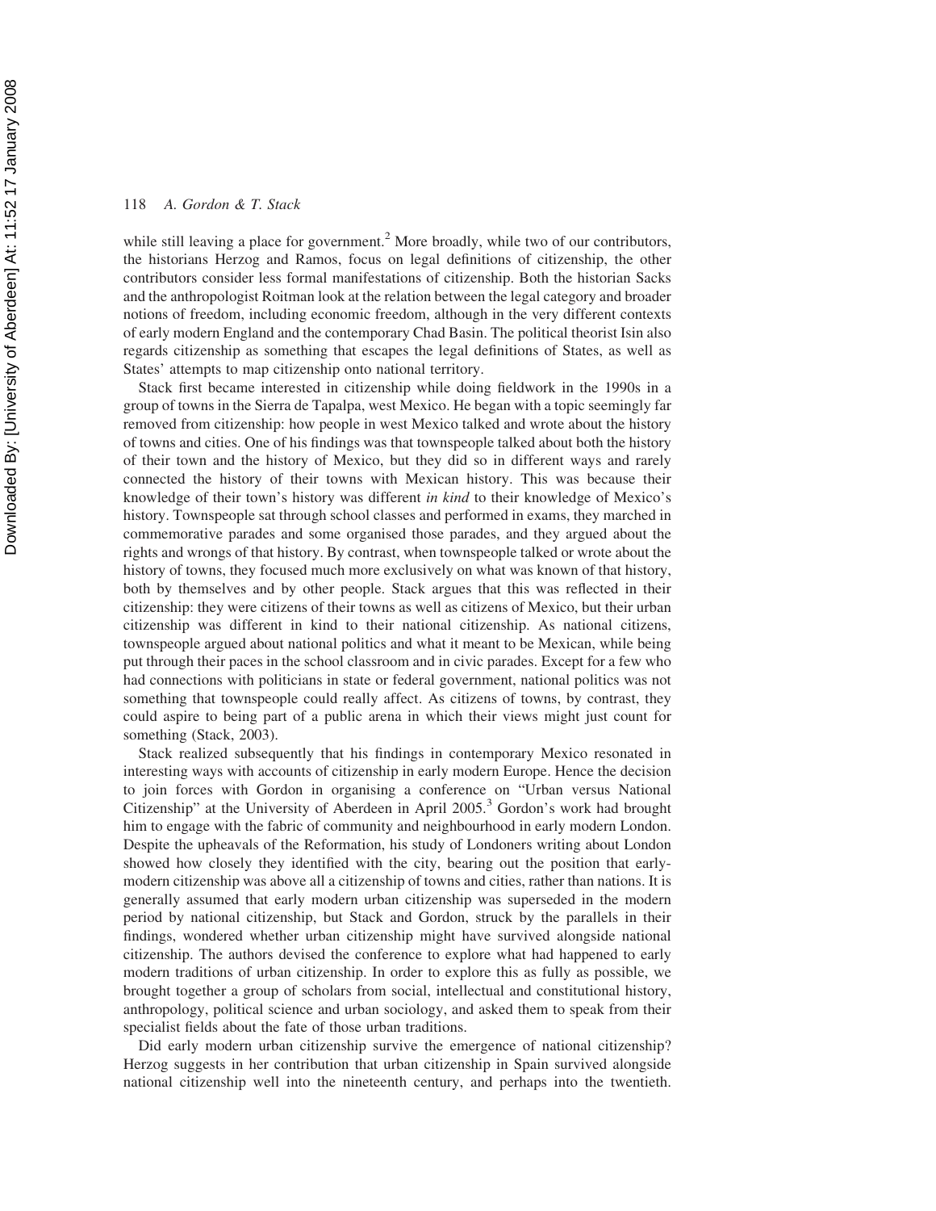while still leaving a place for government.[2] More broadly, while two of our contributors, the historians Herzog and Ramos, focus on legal definitions of citizenship, the other contributors consider less formal manifestations of citizenship. Both the historian Sacks and the anthropologist Roitman look at the relation between the legal category and broader notions of freedom, including economic freedom, although in the very different contexts of early modern England and the contemporary Chad Basin. The political theorist Isin also regards citizenship as something that escapes the legal definitions of States, as well as States' attempts to map citizenship onto national territory.

Stack first became interested in citizenship while doing fieldwork in the 1990s in a group of towns in the Sierra de Tapalpa, west Mexico. He began with a topic seemingly far removed from citizenship: how people in west Mexico talked and wrote about the history of towns and cities. One of his findings was that townspeople talked about both the history of their town and the history of Mexico, but they did so in different ways and rarely connected the history of their towns with Mexican history. This was because their knowledge of their town's history was different *in kind* to their knowledge of Mexico's history. Townspeople sat through school classes and performed in exams, they marched in commemorative parades and some organised those parades, and they argued about the rights and wrongs of that history. By contrast, when townspeople talked or wrote about the history of towns, they focused much more exclusively on what was known of that history, both by themselves and by other people. Stack argues that this was reflected in their citizenship: they were citizens of their towns as well as citizens of Mexico, but their urban citizenship was different in kind to their national citizenship. As national citizens, townspeople argued about national politics and what it meant to be Mexican, while being put through their paces in the school classroom and in civic parades. Except for a few who had connections with politicians in state or federal government, national politics was not something that townspeople could really affect. As citizens of towns, by contrast, they could aspire to being part of a public arena in which their views might just count for something (Stack, 2003).

Stack realized subsequently that his findings in contemporary Mexico resonated in interesting ways with accounts of citizenship in early modern Europe. Hence the decision to join forces with Gordon in organising a conference on "Urban versus National Citizenship" at the University of Aberdeen in April 2005.[3] Gordon's work had brought him to engage with the fabric of community and neighbourhood in early modern London. Despite the upheavals of the Reformation, his study of Londoners writing about London showed how closely they identified with the city, bearing out the position that early-modern citizenship was above all a citizenship of towns and cities, rather than nations. It is generally assumed that early modern urban citizenship was superseded in the modern period by national citizenship, but Stack and Gordon, struck by the parallels in their findings, wondered whether urban citizenship might have survived alongside national citizenship. The authors devised the conference to explore what had happened to early modern traditions of urban citizenship. In order to explore this as fully as possible, we brought together a group of scholars from social, intellectual and constitutional history, anthropology, political science and urban sociology, and asked them to speak from their specialist fields about the fate of those urban traditions.

Did early modern urban citizenship survive the emergence of national citizenship? Herzog suggests in her contribution that urban citizenship in Spain survived alongside national citizenship well into the nineteenth century, and perhaps into the twentieth.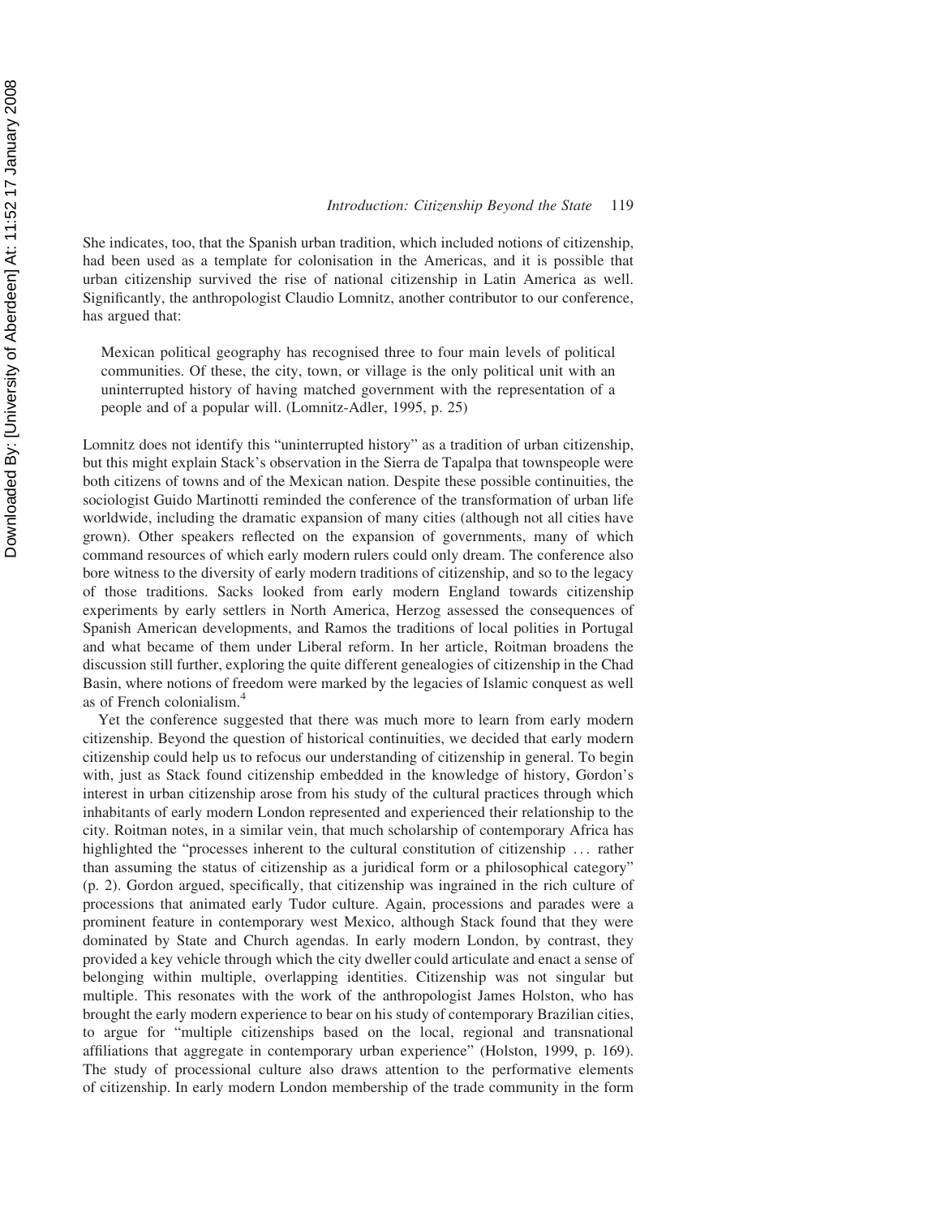She indicates, too, that the Spanish urban tradition, which included notions of citizenship, had been used as a template for colonisation in the Americas, and it is possible that urban citizenship survived the rise of national citizenship in Latin America as well. Significantly, the anthropologist Claudio Lomnitz, another contributor to our conference, has argued that:

> Mexican political geography has recognised three to four main levels of political communities. Of these, the city, town, or village is the only political unit with an uninterrupted history of having matched government with the representation of a people and of a popular will. (Lomnitz-Adler, 1995, p. 25)

Lomnitz does not identify this "uninterrupted history" as a tradition of urban citizenship, but this might explain Stack's observation in the Sierra de Tapalpa that townspeople were both citizens of towns and of the Mexican nation. Despite these possible continuities, the sociologist Guido Martinotti reminded the conference of the transformation of urban life worldwide, including the dramatic expansion of many cities (although not all cities have grown). Other speakers reflected on the expansion of governments, many of which command resources of which early modern rulers could only dream. The conference also bore witness to the diversity of early modern traditions of citizenship, and so to the legacy of those traditions. Sacks looked from early modern England towards citizenship experiments by early settlers in North America, Herzog assessed the consequences of Spanish American developments, and Ramos the traditions of local polities in Portugal and what became of them under Liberal reform. In her article, Roitman broadens the discussion still further, exploring the quite different genealogies of citizenship in the Chad Basin, where notions of freedom were marked by the legacies of Islamic conquest as well as of French colonialism.[4]

Yet the conference suggested that there was much more to learn from early modern citizenship. Beyond the question of historical continuities, we decided that early modern citizenship could help us to refocus our understanding of citizenship in general. To begin with, just as Stack found citizenship embedded in the knowledge of history, Gordon's interest in urban citizenship arose from his study of the cultural practices through which inhabitants of early modern London represented and experienced their relationship to the city. Roitman notes, in a similar vein, that much scholarship of contemporary Africa has highlighted the "processes inherent to the cultural constitution of citizenship ... rather than assuming the status of citizenship as a juridical form or a philosophical category" (p. 2). Gordon argued, specifically, that citizenship was ingrained in the rich culture of processions that animated early Tudor culture. Again, processions and parades were a prominent feature in contemporary west Mexico, although Stack found that they were dominated by State and Church agendas. In early modern London, by contrast, they provided a key vehicle through which the city dweller could articulate and enact a sense of belonging within multiple, overlapping identities. Citizenship was not singular but multiple. This resonates with the work of the anthropologist James Holston, who has brought the early modern experience to bear on his study of contemporary Brazilian cities, to argue for "multiple citizenships based on the local, regional and transnational affiliations that aggregate in contemporary urban experience" (Holston, 1999, p. 169). The study of processional culture also draws attention to the performative elements of citizenship. In early modern London membership of the trade community in the form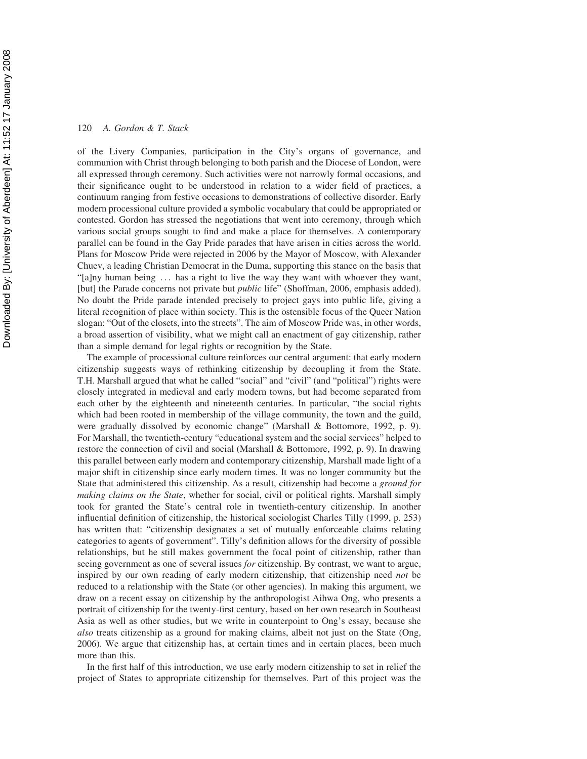of the Livery Companies, participation in the City's organs of governance, and communion with Christ through belonging to both parish and the Diocese of London, were all expressed through ceremony. Such activities were not narrowly formal occasions, and their significance ought to be understood in relation to a wider field of practices, a continuum ranging from festive occasions to demonstrations of collective disorder. Early modern processional culture provided a symbolic vocabulary that could be appropriated or contested. Gordon has stressed the negotiations that went into ceremony, through which various social groups sought to find and make a place for themselves. A contemporary parallel can be found in the Gay Pride parades that have arisen in cities across the world. Plans for Moscow Pride were rejected in 2006 by the Mayor of Moscow, with Alexander Chuev, a leading Christian Democrat in the Duma, supporting this stance on the basis that "[a]ny human being ... has a right to live the way they want with whoever they want, [but] the Parade concerns not private but *public* life" (Shoffman, 2006, emphasis added). No doubt the Pride parade intended precisely to project gays into public life, giving a literal recognition of place within society. This is the ostensible focus of the Queer Nation slogan: "Out of the closets, into the streets". The aim of Moscow Pride was, in other words, a broad assertion of visibility, what we might call an enactment of gay citizenship, rather than a simple demand for legal rights or recognition by the State.

The example of processional culture reinforces our central argument: that early modern citizenship suggests ways of rethinking citizenship by decoupling it from the State. T.H. Marshall argued that what he called "social" and "civil" (and "political") rights were closely integrated in medieval and early modern towns, but had become separated from each other by the eighteenth and nineteenth centuries. In particular, "the social rights which had been rooted in membership of the village community, the town and the guild, were gradually dissolved by economic change" (Marshall & Bottomore, 1992, p. 9). For Marshall, the twentieth-century "educational system and the social services" helped to restore the connection of civil and social (Marshall & Bottomore, 1992, p. 9). In drawing this parallel between early modern and contemporary citizenship, Marshall made light of a major shift in citizenship since early modern times. It was no longer community but the State that administered this citizenship. As a result, citizenship had become a *ground for making claims on the State*, whether for social, civil or political rights. Marshall simply took for granted the State's central role in twentieth-century citizenship. In another influential definition of citizenship, the historical sociologist Charles Tilly (1999, p. 253) has written that: "citizenship designates a set of mutually enforceable claims relating categories to agents of government". Tilly's definition allows for the diversity of possible relationships, but he still makes government the focal point of citizenship, rather than seeing government as one of several issues *for* citizenship. By contrast, we want to argue, inspired by our own reading of early modern citizenship, that citizenship need *not* be reduced to a relationship with the State (or other agencies). In making this argument, we draw on a recent essay on citizenship by the anthropologist Aihwa Ong, who presents a portrait of citizenship for the twenty-first century, based on her own research in Southeast Asia as well as other studies, but we write in counterpoint to Ong's essay, because she *also* treats citizenship as a ground for making claims, albeit not just on the State (Ong, 2006). We argue that citizenship has, at certain times and in certain places, been much more than this.

In the first half of this introduction, we use early modern citizenship to set in relief the project of States to appropriate citizenship for themselves. Part of this project was the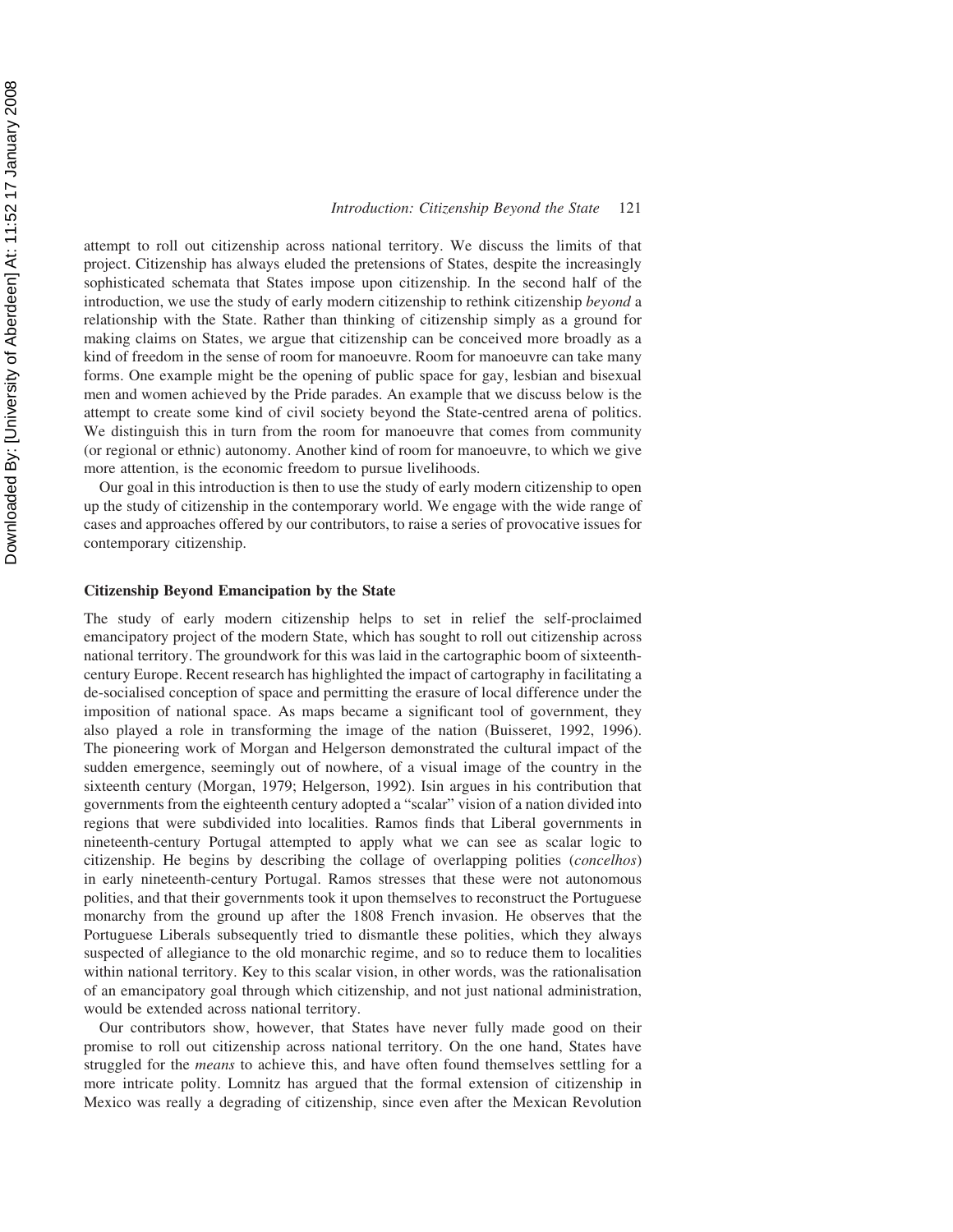attempt to roll out citizenship across national territory. We discuss the limits of that project. Citizenship has always eluded the pretensions of States, despite the increasingly sophisticated schemata that States impose upon citizenship. In the second half of the introduction, we use the study of early modern citizenship to rethink citizenship *beyond* a relationship with the State. Rather than thinking of citizenship simply as a ground for making claims on States, we argue that citizenship can be conceived more broadly as a kind of freedom in the sense of room for manoeuvre. Room for manoeuvre can take many forms. One example might be the opening of public space for gay, lesbian and bisexual men and women achieved by the Pride parades. An example that we discuss below is the attempt to create some kind of civil society beyond the State-centred arena of politics. We distinguish this in turn from the room for manoeuvre that comes from community (or regional or ethnic) autonomy. Another kind of room for manoeuvre, to which we give more attention, is the economic freedom to pursue livelihoods.

Our goal in this introduction is then to use the study of early modern citizenship to open up the study of citizenship in the contemporary world. We engage with the wide range of cases and approaches offered by our contributors, to raise a series of provocative issues for contemporary citizenship.

### Citizenship Beyond Emancipation by the State

The study of early modern citizenship helps to set in relief the self-proclaimed emancipatory project of the modern State, which has sought to roll out citizenship across national territory. The groundwork for this was laid in the cartographic boom of sixteenth-century Europe. Recent research has highlighted the impact of cartography in facilitating a de-socialised conception of space and permitting the erasure of local difference under the imposition of national space. As maps became a significant tool of government, they also played a role in transforming the image of the nation (Buisseret, 1992, 1996). The pioneering work of Morgan and Helgerson demonstrated the cultural impact of the sudden emergence, seemingly out of nowhere, of a visual image of the country in the sixteenth century (Morgan, 1979; Helgerson, 1992). Isin argues in his contribution that governments from the eighteenth century adopted a "scalar" vision of a nation divided into regions that were subdivided into localities. Ramos finds that Liberal governments in nineteenth-century Portugal attempted to apply what we can see as scalar logic to citizenship. He begins by describing the collage of overlapping polities (*concelhos*) in early nineteenth-century Portugal. Ramos stresses that these were not autonomous polities, and that their governments took it upon themselves to reconstruct the Portuguese monarchy from the ground up after the 1808 French invasion. He observes that the Portuguese Liberals subsequently tried to dismantle these polities, which they always suspected of allegiance to the old monarchic regime, and so to reduce them to localities within national territory. Key to this scalar vision, in other words, was the rationalisation of an emancipatory goal through which citizenship, and not just national administration, would be extended across national territory.

Our contributors show, however, that States have never fully made good on their promise to roll out citizenship across national territory. On the one hand, States have struggled for the *means* to achieve this, and have often found themselves settling for a more intricate polity. Lomnitz has argued that the formal extension of citizenship in Mexico was really a degrading of citizenship, since even after the Mexican Revolution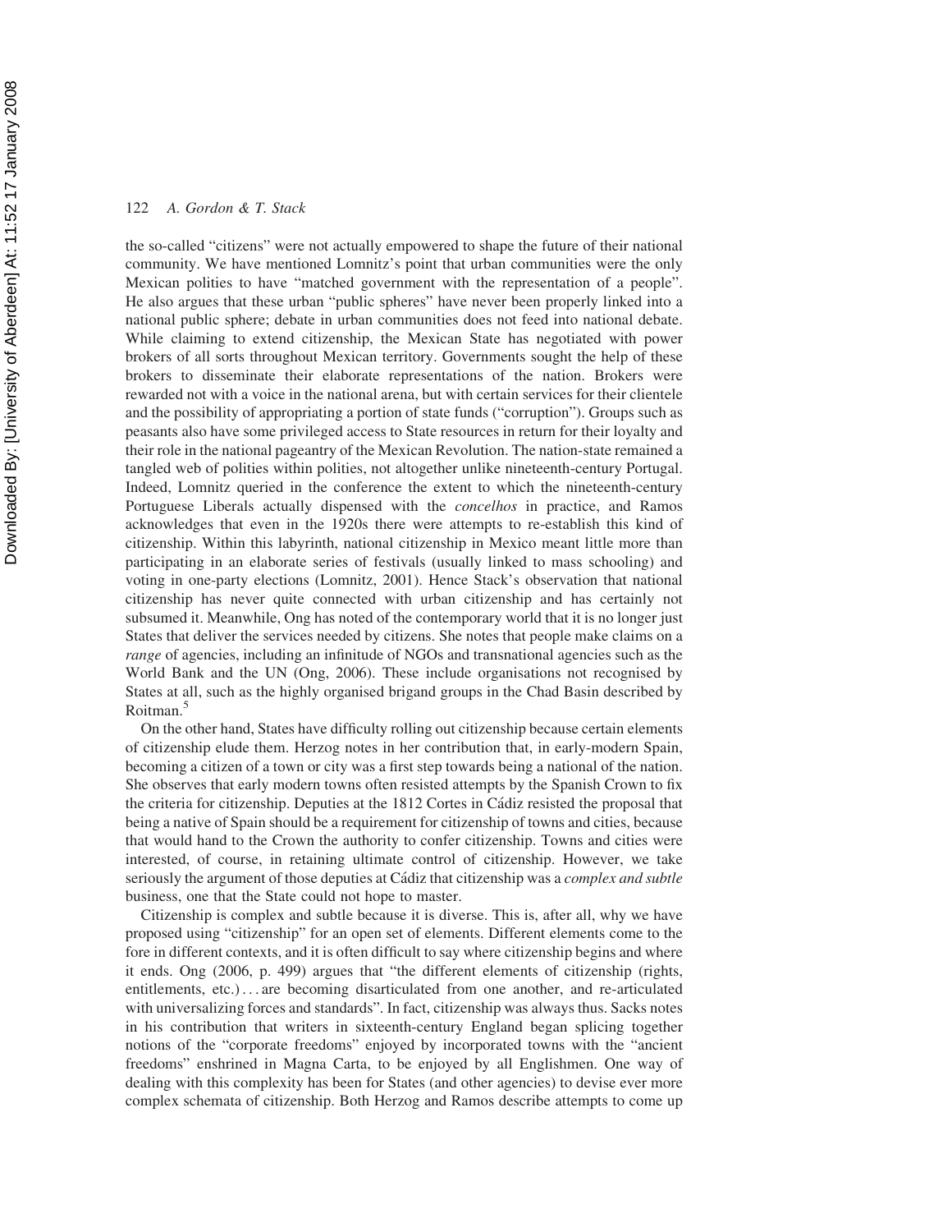the so-called "citizens" were not actually empowered to shape the future of their national community. We have mentioned Lomnitz's point that urban communities were the only Mexican polities to have "matched government with the representation of a people". He also argues that these urban "public spheres" have never been properly linked into a national public sphere; debate in urban communities does not feed into national debate. While claiming to extend citizenship, the Mexican State has negotiated with power brokers of all sorts throughout Mexican territory. Governments sought the help of these brokers to disseminate their elaborate representations of the nation. Brokers were rewarded not with a voice in the national arena, but with certain services for their clientele and the possibility of appropriating a portion of state funds ("corruption"). Groups such as peasants also have some privileged access to State resources in return for their loyalty and their role in the national pageantry of the Mexican Revolution. The nation-state remained a tangled web of polities within polities, not altogether unlike nineteenth-century Portugal. Indeed, Lomnitz queried in the conference the extent to which the nineteenth-century Portuguese Liberals actually dispensed with the *concelhos* in practice, and Ramos acknowledges that even in the 1920s there were attempts to re-establish this kind of citizenship. Within this labyrinth, national citizenship in Mexico meant little more than participating in an elaborate series of festivals (usually linked to mass schooling) and voting in one-party elections (Lomnitz, 2001). Hence Stack's observation that national citizenship has never quite connected with urban citizenship and has certainly not subsumed it. Meanwhile, Ong has noted of the contemporary world that it is no longer just States that deliver the services needed by citizens. She notes that people make claims on a *range* of agencies, including an infinitude of NGOs and transnational agencies such as the World Bank and the UN (Ong, 2006). These include organisations not recognised by States at all, such as the highly organised brigand groups in the Chad Basin described by Roitman.[5]

On the other hand, States have difficulty rolling out citizenship because certain elements of citizenship elude them. Herzog notes in her contribution that, in early-modern Spain, becoming a citizen of a town or city was a first step towards being a national of the nation. She observes that early modern towns often resisted attempts by the Spanish Crown to fix the criteria for citizenship. Deputies at the 1812 Cortes in Cádiz resisted the proposal that being a native of Spain should be a requirement for citizenship of towns and cities, because that would hand to the Crown the authority to confer citizenship. Towns and cities were interested, of course, in retaining ultimate control of citizenship. However, we take seriously the argument of those deputies at Cádiz that citizenship was a *complex and subtle* business, one that the State could not hope to master.

Citizenship is complex and subtle because it is diverse. This is, after all, why we have proposed using "citizenship" for an open set of elements. Different elements come to the fore in different contexts, and it is often difficult to say where citizenship begins and where it ends. Ong (2006, p. 499) argues that "the different elements of citizenship (rights, entitlements, etc.) ... are becoming disarticulated from one another, and re-articulated with universalizing forces and standards". In fact, citizenship was always thus. Sacks notes in his contribution that writers in sixteenth-century England began splicing together notions of the "corporate freedoms" enjoyed by incorporated towns with the "ancient freedoms" enshrined in Magna Carta, to be enjoyed by all Englishmen. One way of dealing with this complexity has been for States (and other agencies) to devise ever more complex schemata of citizenship. Both Herzog and Ramos describe attempts to come up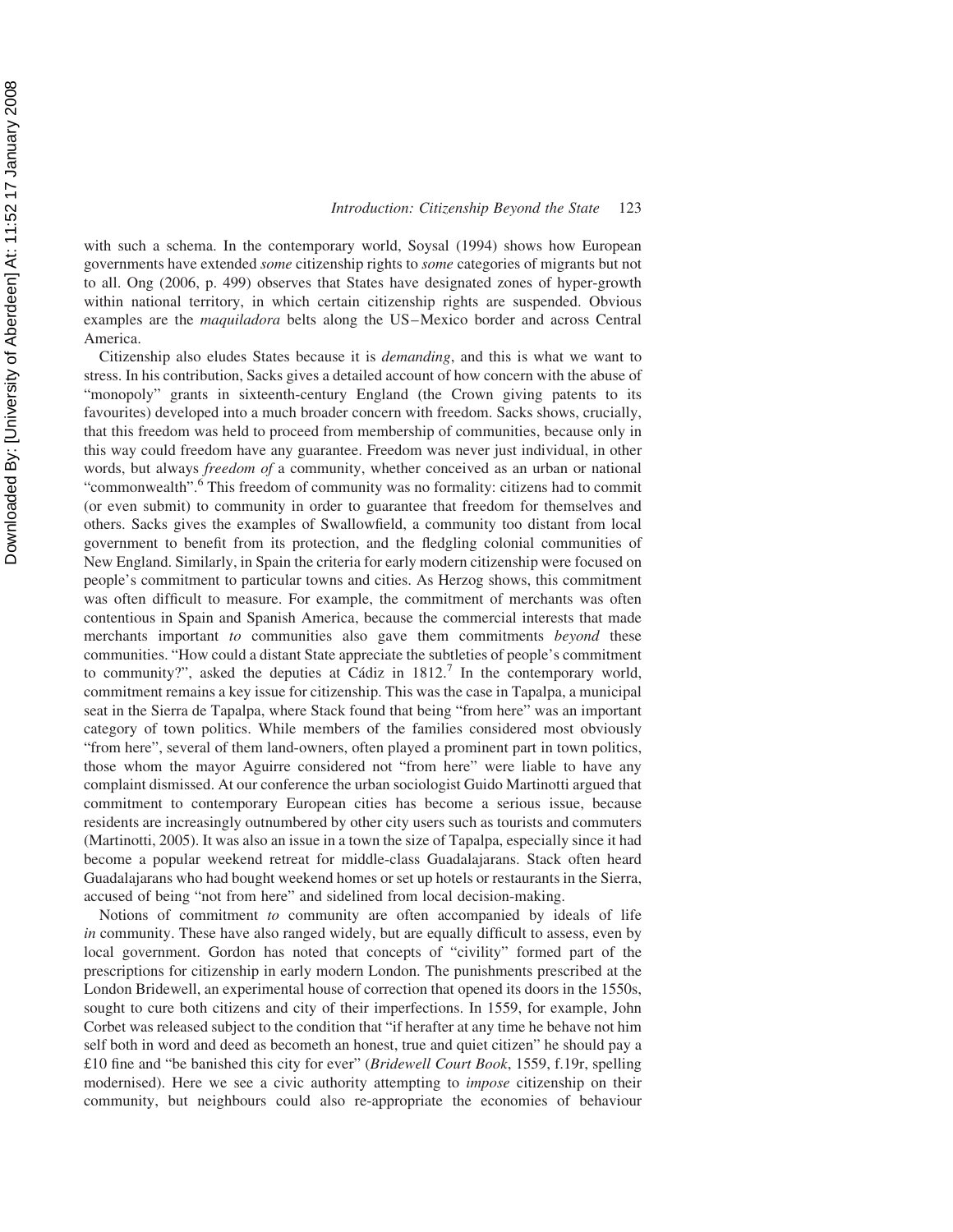with such a schema. In the contemporary world, Soysal (1994) shows how European governments have extended *some* citizenship rights to *some* categories of migrants but not to all. Ong (2006, p. 499) observes that States have designated zones of hyper-growth within national territory, in which certain citizenship rights are suspended. Obvious examples are the *maquiladora* belts along the US–Mexico border and across Central America.

Citizenship also eludes States because it is *demanding*, and this is what we want to stress. In his contribution, Sacks gives a detailed account of how concern with the abuse of "monopoly" grants in sixteenth-century England (the Crown giving patents to its favourites) developed into a much broader concern with freedom. Sacks shows, crucially, that this freedom was held to proceed from membership of communities, because only in this way could freedom have any guarantee. Freedom was never just individual, in other words, but always *freedom of* a community, whether conceived as an urban or national "commonwealth".[6] This freedom of community was no formality: citizens had to commit (or even submit) to community in order to guarantee that freedom for themselves and others. Sacks gives the examples of Swallowfield, a community too distant from local government to benefit from its protection, and the fledgling colonial communities of New England. Similarly, in Spain the criteria for early modern citizenship were focused on people's commitment to particular towns and cities. As Herzog shows, this commitment was often difficult to measure. For example, the commitment of merchants was often contentious in Spain and Spanish America, because the commercial interests that made merchants important *to* communities also gave them commitments *beyond* these communities. "How could a distant State appreciate the subtleties of people's commitment to community?", asked the deputies at Cádiz in 1812.[7] In the contemporary world, commitment remains a key issue for citizenship. This was the case in Tapalpa, a municipal seat in the Sierra de Tapalpa, where Stack found that being "from here" was an important category of town politics. While members of the families considered most obviously "from here", several of them land-owners, often played a prominent part in town politics, those whom the mayor Aguirre considered not "from here" were liable to have any complaint dismissed. At our conference the urban sociologist Guido Martinotti argued that commitment to contemporary European cities has become a serious issue, because residents are increasingly outnumbered by other city users such as tourists and commuters (Martinotti, 2005). It was also an issue in a town the size of Tapalpa, especially since it had become a popular weekend retreat for middle-class Guadalajarans. Stack often heard Guadalajarans who had bought weekend homes or set up hotels or restaurants in the Sierra, accused of being "not from here" and sidelined from local decision-making.

Notions of commitment *to* community are often accompanied by ideals of life *in* community. These have also ranged widely, but are equally difficult to assess, even by local government. Gordon has noted that concepts of "civility" formed part of the prescriptions for citizenship in early modern London. The punishments prescribed at the London Bridewell, an experimental house of correction that opened its doors in the 1550s, sought to cure both citizens and city of their imperfections. In 1559, for example, John Corbet was released subject to the condition that "if herafter at any time he behave not him self both in word and deed as becometh an honest, true and quiet citizen" he should pay a £10 fine and "be banished this city for ever" (*Bridewell Court Book*, 1559, f.19r, spelling modernised). Here we see a civic authority attempting to *impose* citizenship on their community, but neighbours could also re-appropriate the economies of behaviour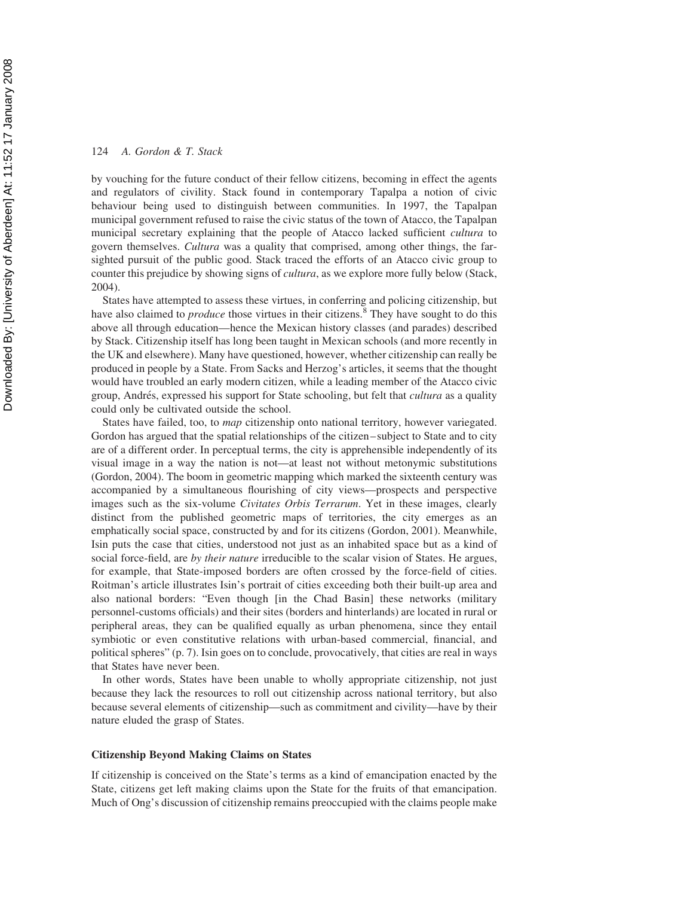by vouching for the future conduct of their fellow citizens, becoming in effect the agents and regulators of civility. Stack found in contemporary Tapalpa a notion of civic behaviour being used to distinguish between communities. In 1997, the Tapalpan municipal government refused to raise the civic status of the town of Atacco, the Tapalpan municipal secretary explaining that the people of Atacco lacked sufficient *cultura* to govern themselves. *Cultura* was a quality that comprised, among other things, the far-sighted pursuit of the public good. Stack traced the efforts of an Atacco civic group to counter this prejudice by showing signs of *cultura*, as we explore more fully below (Stack, 2004).

States have attempted to assess these virtues, in conferring and policing citizenship, but have also claimed to *produce* those virtues in their citizens.[8] They have sought to do this above all through education—hence the Mexican history classes (and parades) described by Stack. Citizenship itself has long been taught in Mexican schools (and more recently in the UK and elsewhere). Many have questioned, however, whether citizenship can really be produced in people by a State. From Sacks and Herzog's articles, it seems that the thought would have troubled an early modern citizen, while a leading member of the Atacco civic group, Andrés, expressed his support for State schooling, but felt that *cultura* as a quality could only be cultivated outside the school.

States have failed, too, to *map* citizenship onto national territory, however variegated. Gordon has argued that the spatial relationships of the citizen–subject to State and to city are of a different order. In perceptual terms, the city is apprehensible independently of its visual image in a way the nation is not—at least not without metonymic substitutions (Gordon, 2004). The boom in geometric mapping which marked the sixteenth century was accompanied by a simultaneous flourishing of city views—prospects and perspective images such as the six-volume *Civitates Orbis Terrarum*. Yet in these images, clearly distinct from the published geometric maps of territories, the city emerges as an emphatically social space, constructed by and for its citizens (Gordon, 2001). Meanwhile, Isin puts the case that cities, understood not just as an inhabited space but as a kind of social force-field, are *by their nature* irreducible to the scalar vision of States. He argues, for example, that State-imposed borders are often crossed by the force-field of cities. Roitman's article illustrates Isin's portrait of cities exceeding both their built-up area and also national borders: "Even though [in the Chad Basin] these networks (military personnel-customs officials) and their sites (borders and hinterlands) are located in rural or peripheral areas, they can be qualified equally as urban phenomena, since they entail symbiotic or even constitutive relations with urban-based commercial, financial, and political spheres" (p. 7). Isin goes on to conclude, provocatively, that cities are real in ways that States have never been.

In other words, States have been unable to wholly appropriate citizenship, not just because they lack the resources to roll out citizenship across national territory, but also because several elements of citizenship—such as commitment and civility—have by their nature eluded the grasp of States.

## Citizenship Beyond Making Claims on States

If citizenship is conceived on the State's terms as a kind of emancipation enacted by the State, citizens get left making claims upon the State for the fruits of that emancipation. Much of Ong's discussion of citizenship remains preoccupied with the claims people make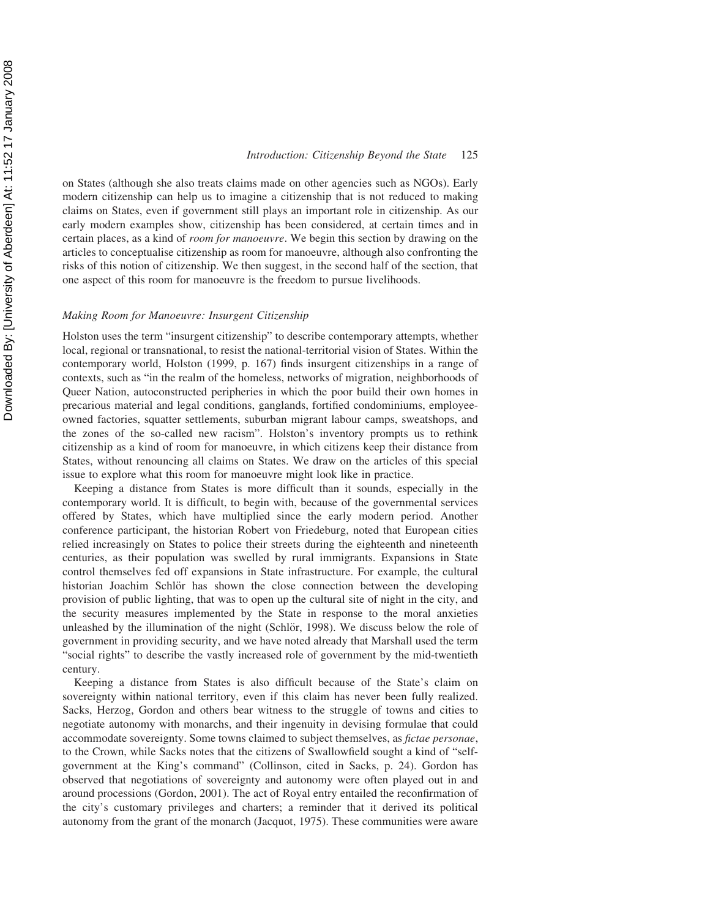on States (although she also treats claims made on other agencies such as NGOs). Early modern citizenship can help us to imagine a citizenship that is not reduced to making claims on States, even if government still plays an important role in citizenship. As our early modern examples show, citizenship has been considered, at certain times and in certain places, as a kind of *room for manoeuvre*. We begin this section by drawing on the articles to conceptualise citizenship as room for manoeuvre, although also confronting the risks of this notion of citizenship. We then suggest, in the second half of the section, that one aspect of this room for manoeuvre is the freedom to pursue livelihoods.

### *Making Room for Manoeuvre: Insurgent Citizenship*

Holston uses the term "insurgent citizenship" to describe contemporary attempts, whether local, regional or transnational, to resist the national-territorial vision of States. Within the contemporary world, Holston (1999, p. 167) finds insurgent citizenships in a range of contexts, such as "in the realm of the homeless, networks of migration, neighborhoods of Queer Nation, autoconstructed peripheries in which the poor build their own homes in precarious material and legal conditions, ganglands, fortified condominiums, employee-owned factories, squatter settlements, suburban migrant labour camps, sweatshops, and the zones of the so-called new racism". Holston's inventory prompts us to rethink citizenship as a kind of room for manoeuvre, in which citizens keep their distance from States, without renouncing all claims on States. We draw on the articles of this special issue to explore what this room for manoeuvre might look like in practice.

Keeping a distance from States is more difficult than it sounds, especially in the contemporary world. It is difficult, to begin with, because of the governmental services offered by States, which have multiplied since the early modern period. Another conference participant, the historian Robert von Friedeburg, noted that European cities relied increasingly on States to police their streets during the eighteenth and nineteenth centuries, as their population was swelled by rural immigrants. Expansions in State control themselves fed off expansions in State infrastructure. For example, the cultural historian Joachim Schlör has shown the close connection between the developing provision of public lighting, that was to open up the cultural site of night in the city, and the security measures implemented by the State in response to the moral anxieties unleashed by the illumination of the night (Schlör, 1998). We discuss below the role of government in providing security, and we have noted already that Marshall used the term "social rights" to describe the vastly increased role of government by the mid-twentieth century.

Keeping a distance from States is also difficult because of the State's claim on sovereignty within national territory, even if this claim has never been fully realized. Sacks, Herzog, Gordon and others bear witness to the struggle of towns and cities to negotiate autonomy with monarchs, and their ingenuity in devising formulae that could accommodate sovereignty. Some towns claimed to subject themselves, as *fictae personae*, to the Crown, while Sacks notes that the citizens of Swallowfield sought a kind of "self-government at the King's command" (Collinson, cited in Sacks, p. 24). Gordon has observed that negotiations of sovereignty and autonomy were often played out in and around processions (Gordon, 2001). The act of Royal entry entailed the reconfirmation of the city's customary privileges and charters; a reminder that it derived its political autonomy from the grant of the monarch (Jacquot, 1975). These communities were aware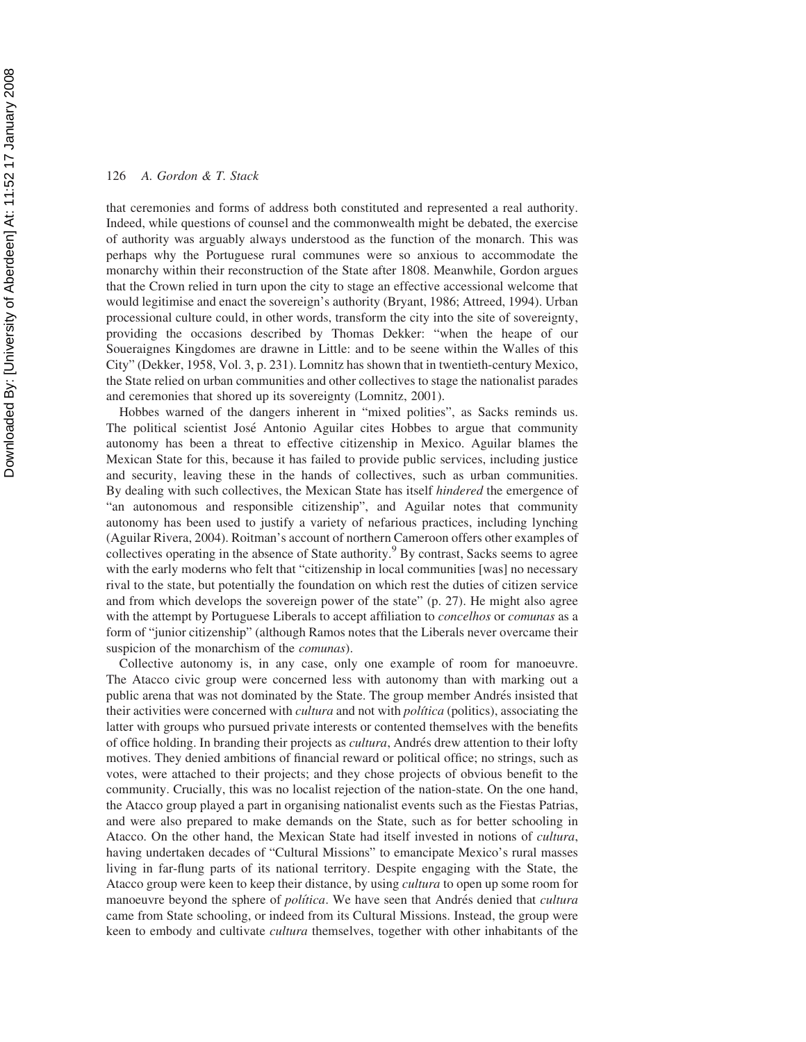that ceremonies and forms of address both constituted and represented a real authority. Indeed, while questions of counsel and the commonwealth might be debated, the exercise of authority was arguably always understood as the function of the monarch. This was perhaps why the Portuguese rural communes were so anxious to accommodate the monarchy within their reconstruction of the State after 1808. Meanwhile, Gordon argues that the Crown relied in turn upon the city to stage an effective accessional welcome that would legitimise and enact the sovereign's authority (Bryant, 1986; Attreed, 1994). Urban processional culture could, in other words, transform the city into the site of sovereignty, providing the occasions described by Thomas Dekker: "when the heape of our Soueraignes Kingdomes are drawne in Little: and to be seene within the Walles of this City" (Dekker, 1958, Vol. 3, p. 231). Lomnitz has shown that in twentieth-century Mexico, the State relied on urban communities and other collectives to stage the nationalist parades and ceremonies that shored up its sovereignty (Lomnitz, 2001).

Hobbes warned of the dangers inherent in "mixed polities", as Sacks reminds us. The political scientist José Antonio Aguilar cites Hobbes to argue that community autonomy has been a threat to effective citizenship in Mexico. Aguilar blames the Mexican State for this, because it has failed to provide public services, including justice and security, leaving these in the hands of collectives, such as urban communities. By dealing with such collectives, the Mexican State has itself *hindered* the emergence of "an autonomous and responsible citizenship", and Aguilar notes that community autonomy has been used to justify a variety of nefarious practices, including lynching (Aguilar Rivera, 2004). Roitman's account of northern Cameroon offers other examples of collectives operating in the absence of State authority.[9] By contrast, Sacks seems to agree with the early moderns who felt that "citizenship in local communities [was] no necessary rival to the state, but potentially the foundation on which rest the duties of citizen service and from which develops the sovereign power of the state" (p. 27). He might also agree with the attempt by Portuguese Liberals to accept affiliation to *concelhos* or *comunas* as a form of "junior citizenship" (although Ramos notes that the Liberals never overcame their suspicion of the monarchism of the *comunas*).

Collective autonomy is, in any case, only one example of room for manoeuvre. The Atacco civic group were concerned less with autonomy than with marking out a public arena that was not dominated by the State. The group member Andrés insisted that their activities were concerned with *cultura* and not with *política* (politics), associating the latter with groups who pursued private interests or contented themselves with the benefits of office holding. In branding their projects as *cultura*, Andrés drew attention to their lofty motives. They denied ambitions of financial reward or political office; no strings, such as votes, were attached to their projects; and they chose projects of obvious benefit to the community. Crucially, this was no localist rejection of the nation-state. On the one hand, the Atacco group played a part in organising nationalist events such as the Fiestas Patrias, and were also prepared to make demands on the State, such as for better schooling in Atacco. On the other hand, the Mexican State had itself invested in notions of *cultura*, having undertaken decades of "Cultural Missions" to emancipate Mexico's rural masses living in far-flung parts of its national territory. Despite engaging with the State, the Atacco group were keen to keep their distance, by using *cultura* to open up some room for manoeuvre beyond the sphere of *política*. We have seen that Andrés denied that *cultura* came from State schooling, or indeed from its Cultural Missions. Instead, the group were keen to embody and cultivate *cultura* themselves, together with other inhabitants of the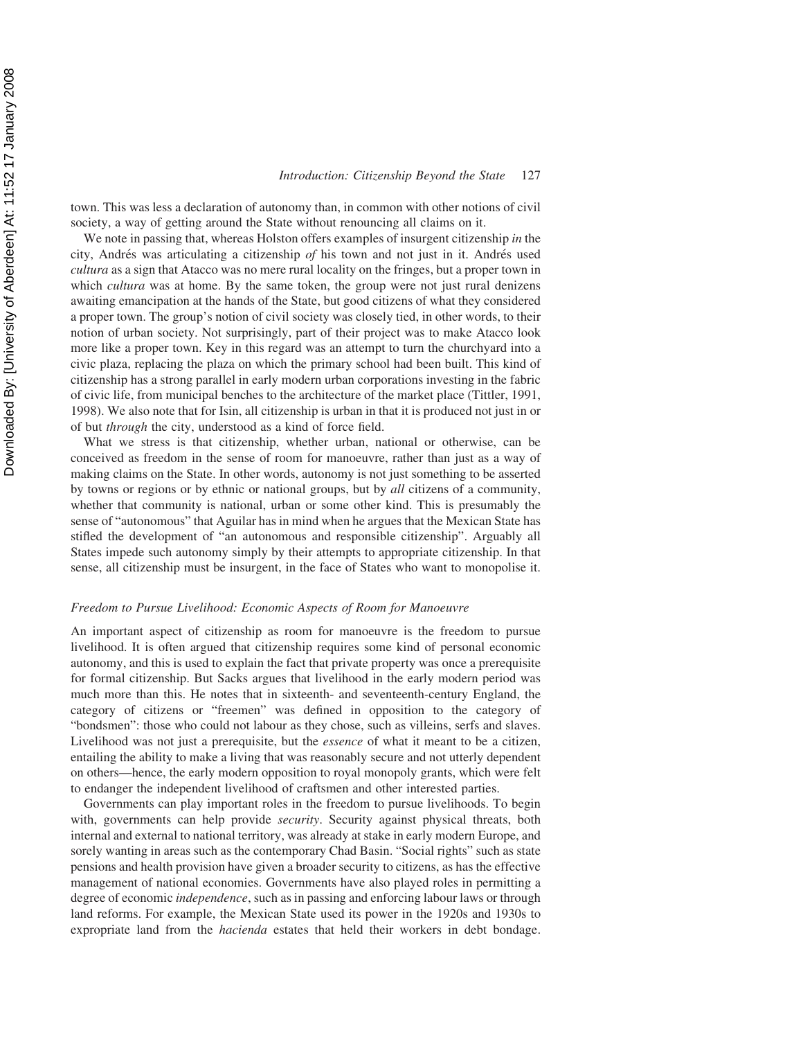town. This was less a declaration of autonomy than, in common with other notions of civil society, a way of getting around the State without renouncing all claims on it.

We note in passing that, whereas Holston offers examples of insurgent citizenship *in* the city, Andrés was articulating a citizenship *of* his town and not just in it. Andrés used *cultura* as a sign that Atacco was no mere rural locality on the fringes, but a proper town in which *cultura* was at home. By the same token, the group were not just rural denizens awaiting emancipation at the hands of the State, but good citizens of what they considered a proper town. The group's notion of civil society was closely tied, in other words, to their notion of urban society. Not surprisingly, part of their project was to make Atacco look more like a proper town. Key in this regard was an attempt to turn the churchyard into a civic plaza, replacing the plaza on which the primary school had been built. This kind of citizenship has a strong parallel in early modern urban corporations investing in the fabric of civic life, from municipal benches to the architecture of the market place (Tittler, 1991, 1998). We also note that for Isin, all citizenship is urban in that it is produced not just in or of but *through* the city, understood as a kind of force field.

What we stress is that citizenship, whether urban, national or otherwise, can be conceived as freedom in the sense of room for manoeuvre, rather than just as a way of making claims on the State. In other words, autonomy is not just something to be asserted by towns or regions or by ethnic or national groups, but by *all* citizens of a community, whether that community is national, urban or some other kind. This is presumably the sense of "autonomous" that Aguilar has in mind when he argues that the Mexican State has stifled the development of "an autonomous and responsible citizenship". Arguably all States impede such autonomy simply by their attempts to appropriate citizenship. In that sense, all citizenship must be insurgent, in the face of States who want to monopolise it.

### *Freedom to Pursue Livelihood: Economic Aspects of Room for Manoeuvre*

An important aspect of citizenship as room for manoeuvre is the freedom to pursue livelihood. It is often argued that citizenship requires some kind of personal economic autonomy, and this is used to explain the fact that private property was once a prerequisite for formal citizenship. But Sacks argues that livelihood in the early modern period was much more than this. He notes that in sixteenth- and seventeenth-century England, the category of citizens or "freemen" was defined in opposition to the category of "bondsmen": those who could not labour as they chose, such as villeins, serfs and slaves. Livelihood was not just a prerequisite, but the *essence* of what it meant to be a citizen, entailing the ability to make a living that was reasonably secure and not utterly dependent on others—hence, the early modern opposition to royal monopoly grants, which were felt to endanger the independent livelihood of craftsmen and other interested parties.

Governments can play important roles in the freedom to pursue livelihoods. To begin with, governments can help provide *security*. Security against physical threats, both internal and external to national territory, was already at stake in early modern Europe, and sorely wanting in areas such as the contemporary Chad Basin. "Social rights" such as state pensions and health provision have given a broader security to citizens, as has the effective management of national economies. Governments have also played roles in permitting a degree of economic *independence*, such as in passing and enforcing labour laws or through land reforms. For example, the Mexican State used its power in the 1920s and 1930s to expropriate land from the *hacienda* estates that held their workers in debt bondage.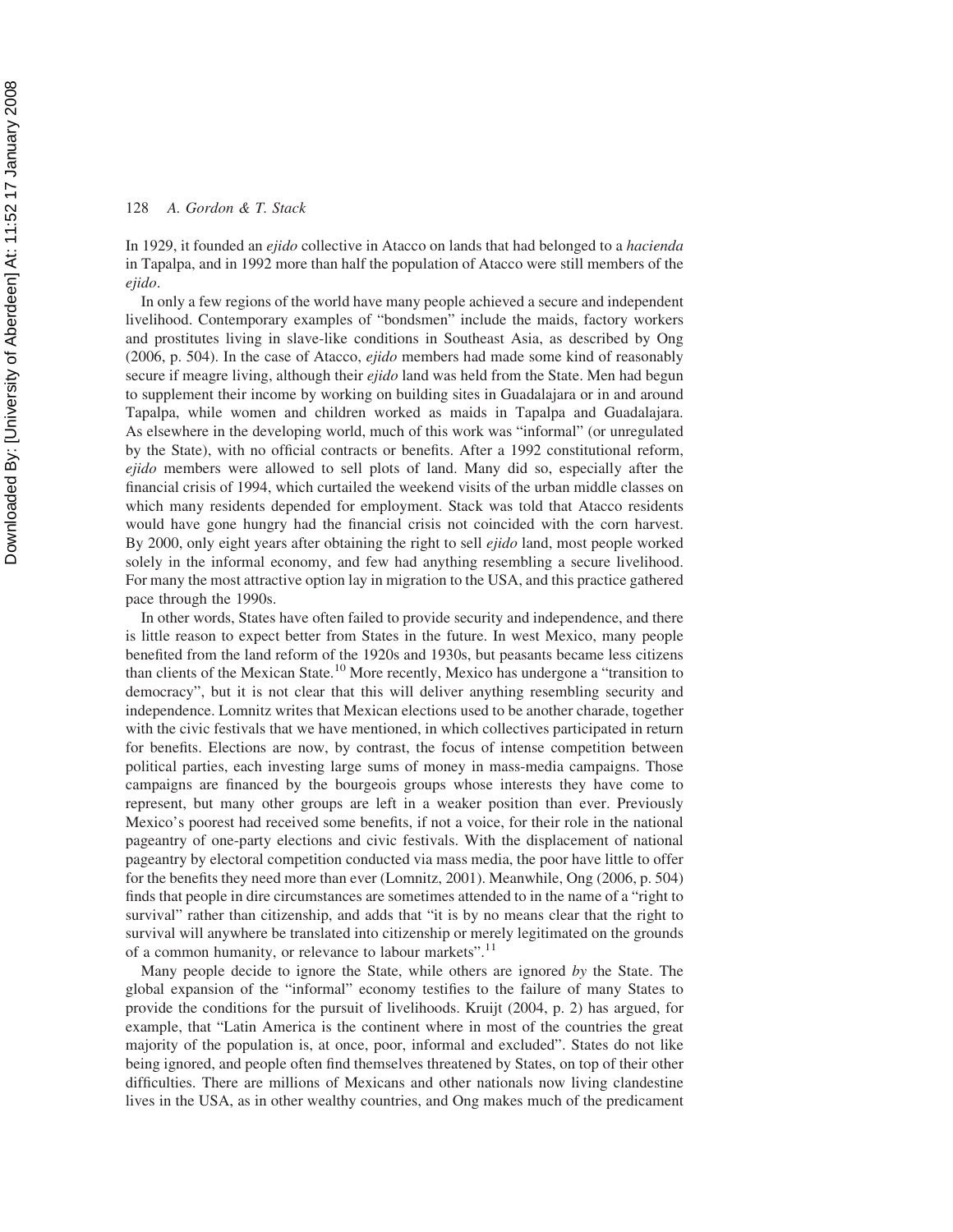In 1929, it founded an *ejido* collective in Atacco on lands that had belonged to a *hacienda* in Tapalpa, and in 1992 more than half the population of Atacco were still members of the *ejido*.

In only a few regions of the world have many people achieved a secure and independent livelihood. Contemporary examples of "bondsmen" include the maids, factory workers and prostitutes living in slave-like conditions in Southeast Asia, as described by Ong (2006, p. 504). In the case of Atacco, *ejido* members had made some kind of reasonably secure if meagre living, although their *ejido* land was held from the State. Men had begun to supplement their income by working on building sites in Guadalajara or in and around Tapalpa, while women and children worked as maids in Tapalpa and Guadalajara. As elsewhere in the developing world, much of this work was "informal" (or unregulated by the State), with no official contracts or benefits. After a 1992 constitutional reform, *ejido* members were allowed to sell plots of land. Many did so, especially after the financial crisis of 1994, which curtailed the weekend visits of the urban middle classes on which many residents depended for employment. Stack was told that Atacco residents would have gone hungry had the financial crisis not coincided with the corn harvest. By 2000, only eight years after obtaining the right to sell *ejido* land, most people worked solely in the informal economy, and few had anything resembling a secure livelihood. For many the most attractive option lay in migration to the USA, and this practice gathered pace through the 1990s.

In other words, States have often failed to provide security and independence, and there is little reason to expect better from States in the future. In west Mexico, many people benefited from the land reform of the 1920s and 1930s, but peasants became less citizens than clients of the Mexican State.[10] More recently, Mexico has undergone a "transition to democracy", but it is not clear that this will deliver anything resembling security and independence. Lomnitz writes that Mexican elections used to be another charade, together with the civic festivals that we have mentioned, in which collectives participated in return for benefits. Elections are now, by contrast, the focus of intense competition between political parties, each investing large sums of money in mass-media campaigns. Those campaigns are financed by the bourgeois groups whose interests they have come to represent, but many other groups are left in a weaker position than ever. Previously Mexico's poorest had received some benefits, if not a voice, for their role in the national pageantry of one-party elections and civic festivals. With the displacement of national pageantry by electoral competition conducted via mass media, the poor have little to offer for the benefits they need more than ever (Lomnitz, 2001). Meanwhile, Ong (2006, p. 504) finds that people in dire circumstances are sometimes attended to in the name of a "right to survival" rather than citizenship, and adds that "it is by no means clear that the right to survival will anywhere be translated into citizenship or merely legitimated on the grounds of a common humanity, or relevance to labour markets".[11]

Many people decide to ignore the State, while others are ignored *by* the State. The global expansion of the "informal" economy testifies to the failure of many States to provide the conditions for the pursuit of livelihoods. Kruijt (2004, p. 2) has argued, for example, that "Latin America is the continent where in most of the countries the great majority of the population is, at once, poor, informal and excluded". States do not like being ignored, and people often find themselves threatened by States, on top of their other difficulties. There are millions of Mexicans and other nationals now living clandestine lives in the USA, as in other wealthy countries, and Ong makes much of the predicament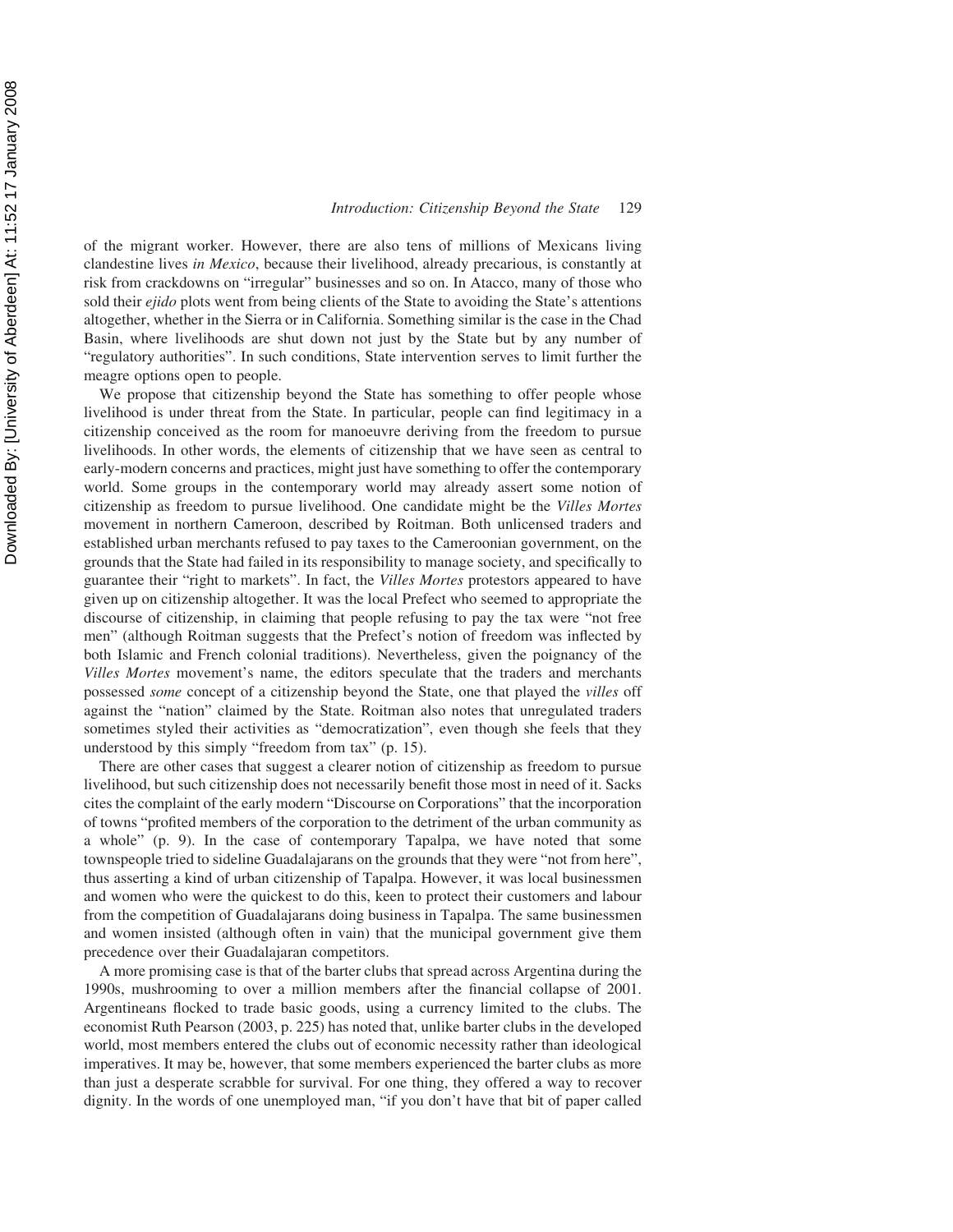of the migrant worker. However, there are also tens of millions of Mexicans living clandestine lives *in Mexico*, because their livelihood, already precarious, is constantly at risk from crackdowns on "irregular" businesses and so on. In Atacco, many of those who sold their *ejido* plots went from being clients of the State to avoiding the State's attentions altogether, whether in the Sierra or in California. Something similar is the case in the Chad Basin, where livelihoods are shut down not just by the State but by any number of "regulatory authorities". In such conditions, State intervention serves to limit further the meagre options open to people.

We propose that citizenship beyond the State has something to offer people whose livelihood is under threat from the State. In particular, people can find legitimacy in a citizenship conceived as the room for manoeuvre deriving from the freedom to pursue livelihoods. In other words, the elements of citizenship that we have seen as central to early-modern concerns and practices, might just have something to offer the contemporary world. Some groups in the contemporary world may already assert some notion of citizenship as freedom to pursue livelihood. One candidate might be the *Villes Mortes* movement in northern Cameroon, described by Roitman. Both unlicensed traders and established urban merchants refused to pay taxes to the Cameroonian government, on the grounds that the State had failed in its responsibility to manage society, and specifically to guarantee their "right to markets". In fact, the *Villes Mortes* protestors appeared to have given up on citizenship altogether. It was the local Prefect who seemed to appropriate the discourse of citizenship, in claiming that people refusing to pay the tax were "not free men" (although Roitman suggests that the Prefect's notion of freedom was inflected by both Islamic and French colonial traditions). Nevertheless, given the poignancy of the *Villes Mortes* movement's name, the editors speculate that the traders and merchants possessed *some* concept of a citizenship beyond the State, one that played the *villes* off against the "nation" claimed by the State. Roitman also notes that unregulated traders sometimes styled their activities as "democratization", even though she feels that they understood by this simply "freedom from tax" (p. 15).

There are other cases that suggest a clearer notion of citizenship as freedom to pursue livelihood, but such citizenship does not necessarily benefit those most in need of it. Sacks cites the complaint of the early modern "Discourse on Corporations" that the incorporation of towns "profited members of the corporation to the detriment of the urban community as a whole" (p. 9). In the case of contemporary Tapalpa, we have noted that some townspeople tried to sideline Guadalajarans on the grounds that they were "not from here", thus asserting a kind of urban citizenship of Tapalpa. However, it was local businessmen and women who were the quickest to do this, keen to protect their customers and labour from the competition of Guadalajarans doing business in Tapalpa. The same businessmen and women insisted (although often in vain) that the municipal government give them precedence over their Guadalajaran competitors.

A more promising case is that of the barter clubs that spread across Argentina during the 1990s, mushrooming to over a million members after the financial collapse of 2001. Argentineans flocked to trade basic goods, using a currency limited to the clubs. The economist Ruth Pearson (2003, p. 225) has noted that, unlike barter clubs in the developed world, most members entered the clubs out of economic necessity rather than ideological imperatives. It may be, however, that some members experienced the barter clubs as more than just a desperate scrabble for survival. For one thing, they offered a way to recover dignity. In the words of one unemployed man, "if you don't have that bit of paper called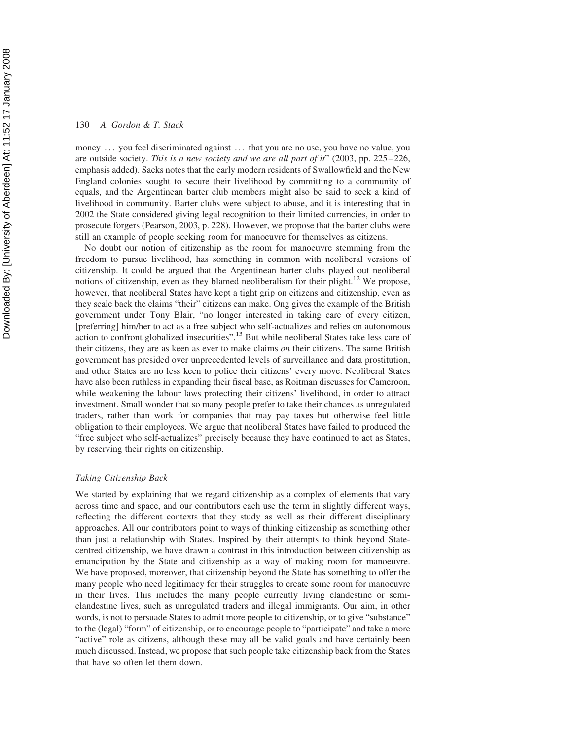money ... you feel discriminated against ... that you are no use, you have no value, you are outside society. *This is a new society and we are all part of it*" (2003, pp. 225–226, emphasis added). Sacks notes that the early modern residents of Swallowfield and the New England colonies sought to secure their livelihood by committing to a community of equals, and the Argentinean barter club members might also be said to seek a kind of livelihood in community. Barter clubs were subject to abuse, and it is interesting that in 2002 the State considered giving legal recognition to their limited currencies, in order to prosecute forgers (Pearson, 2003, p. 228). However, we propose that the barter clubs were still an example of people seeking room for manoeuvre for themselves as citizens.

No doubt our notion of citizenship as the room for manoeuvre stemming from the freedom to pursue livelihood, has something in common with neoliberal versions of citizenship. It could be argued that the Argentinean barter clubs played out neoliberal notions of citizenship, even as they blamed neoliberalism for their plight.[12] We propose, however, that neoliberal States have kept a tight grip on citizens and citizenship, even as they scale back the claims "their" citizens can make. Ong gives the example of the British government under Tony Blair, "no longer interested in taking care of every citizen, [preferring] him/her to act as a free subject who self-actualizes and relies on autonomous action to confront globalized insecurities".[13] But while neoliberal States take less care of their citizens, they are as keen as ever to make claims *on* their citizens. The same British government has presided over unprecedented levels of surveillance and data prostitution, and other States are no less keen to police their citizens' every move. Neoliberal States have also been ruthless in expanding their fiscal base, as Roitman discusses for Cameroon, while weakening the labour laws protecting their citizens' livelihood, in order to attract investment. Small wonder that so many people prefer to take their chances as unregulated traders, rather than work for companies that may pay taxes but otherwise feel little obligation to their employees. We argue that neoliberal States have failed to produced the "free subject who self-actualizes" precisely because they have continued to act as States, by reserving their rights on citizenship.

### *Taking Citizenship Back*

We started by explaining that we regard citizenship as a complex of elements that vary across time and space, and our contributors each use the term in slightly different ways, reflecting the different contexts that they study as well as their different disciplinary approaches. All our contributors point to ways of thinking citizenship as something other than just a relationship with States. Inspired by their attempts to think beyond State-centred citizenship, we have drawn a contrast in this introduction between citizenship as emancipation by the State and citizenship as a way of making room for manoeuvre. We have proposed, moreover, that citizenship beyond the State has something to offer the many people who need legitimacy for their struggles to create some room for manoeuvre in their lives. This includes the many people currently living clandestine or semi-clandestine lives, such as unregulated traders and illegal immigrants. Our aim, in other words, is not to persuade States to admit more people to citizenship, or to give "substance" to the (legal) "form" of citizenship, or to encourage people to "participate" and take a more "active" role as citizens, although these may all be valid goals and have certainly been much discussed. Instead, we propose that such people take citizenship back from the States that have so often let them down.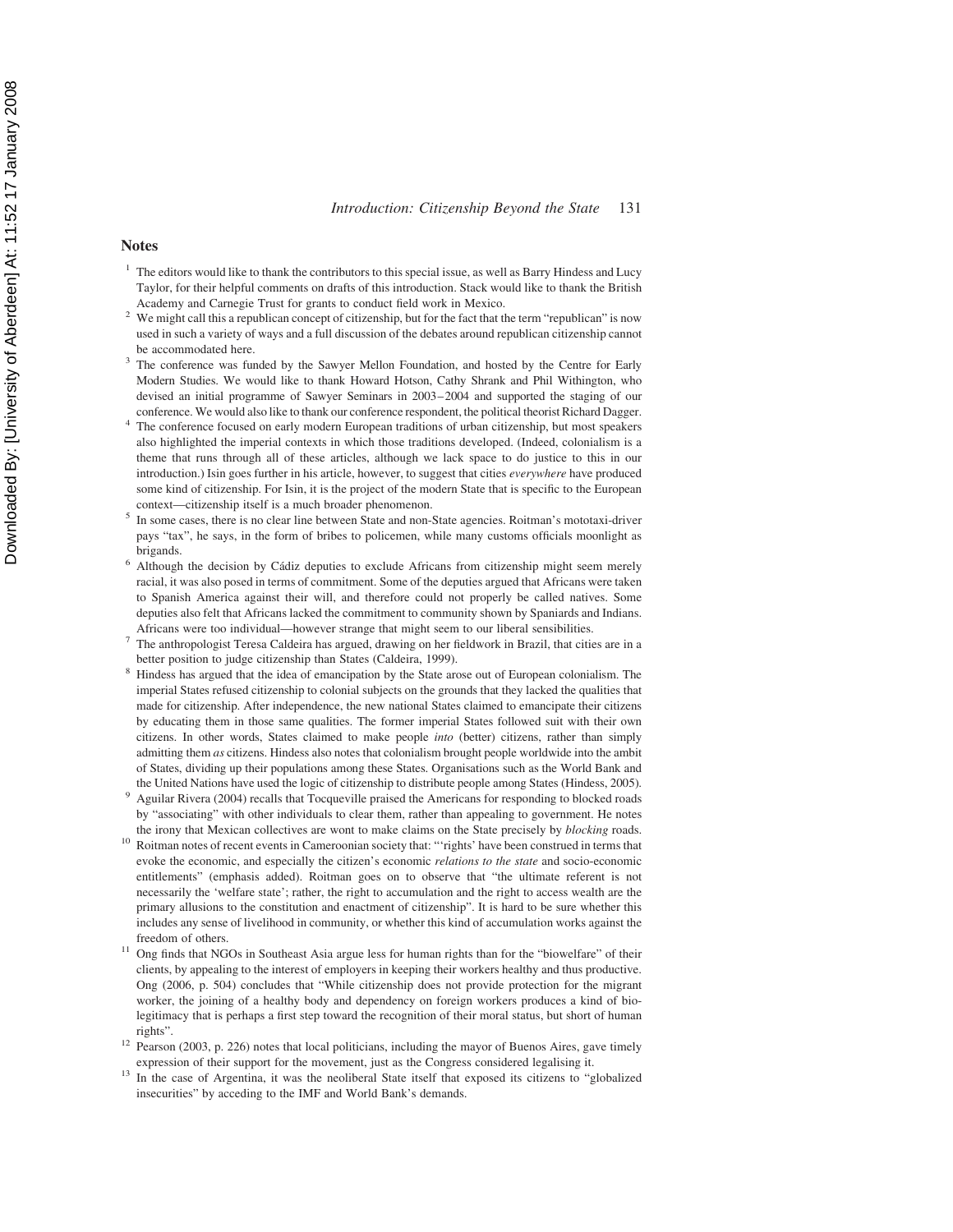## Notes

1. The editors would like to thank the contributors to this special issue, as well as Barry Hindess and Lucy Taylor, for their helpful comments on drafts of this introduction. Stack would like to thank the British Academy and Carnegie Trust for grants to conduct field work in Mexico.
2. We might call this a republican concept of citizenship, but for the fact that the term "republican" is now used in such a variety of ways and a full discussion of the debates around republican citizenship cannot be accommodated here.
3. The conference was funded by the Sawyer Mellon Foundation, and hosted by the Centre for Early Modern Studies. We would like to thank Howard Hotson, Cathy Shrank and Phil Withington, who devised an initial programme of Sawyer Seminars in 2003–2004 and supported the staging of our conference. We would also like to thank our conference respondent, the political theorist Richard Dagger.
4. The conference focused on early modern European traditions of urban citizenship, but most speakers also highlighted the imperial contexts in which those traditions developed. (Indeed, colonialism is a theme that runs through all of these articles, although we lack space to do justice to this in our introduction.) Isin goes further in his article, however, to suggest that cities *everywhere* have produced some kind of citizenship. For Isin, it is the project of the modern State that is specific to the European context—citizenship itself is a much broader phenomenon.
5. In some cases, there is no clear line between State and non-State agencies. Roitman's mototaxi-driver pays "tax", he says, in the form of bribes to policemen, while many customs officials moonlight as brigands.
6. Although the decision by Cádiz deputies to exclude Africans from citizenship might seem merely racial, it was also posed in terms of commitment. Some of the deputies argued that Africans were taken to Spanish America against their will, and therefore could not properly be called natives. Some deputies also felt that Africans lacked the commitment to community shown by Spaniards and Indians. Africans were too individual—however strange that might seem to our liberal sensibilities.
7. The anthropologist Teresa Caldeira has argued, drawing on her fieldwork in Brazil, that cities are in a better position to judge citizenship than States (Caldeira, 1999).
8. Hindess has argued that the idea of emancipation by the State arose out of European colonialism. The imperial States refused citizenship to colonial subjects on the grounds that they lacked the qualities that made for citizenship. After independence, the new national States claimed to emancipate their citizens by educating them in those same qualities. The former imperial States followed suit with their own citizens. In other words, States claimed to make people *into* (better) citizens, rather than simply admitting them *as* citizens. Hindess also notes that colonialism brought people worldwide into the ambit of States, dividing up their populations among these States. Organisations such as the World Bank and the United Nations have used the logic of citizenship to distribute people among States (Hindess, 2005).
9. Aguilar Rivera (2004) recalls that Tocqueville praised the Americans for responding to blocked roads by "associating" with other individuals to clear them, rather than appealing to government. He notes the irony that Mexican collectives are wont to make claims on the State precisely by *blocking* roads.
10. Roitman notes of recent events in Cameroonian society that: "'rights' have been construed in terms that evoke the economic, and especially the citizen's economic *relations to the state* and socio-economic entitlements" (emphasis added). Roitman goes on to observe that "the ultimate referent is not necessarily the 'welfare state'; rather, the right to accumulation and the right to access wealth are the primary allusions to the constitution and enactment of citizenship". It is hard to be sure whether this includes any sense of livelihood in community, or whether this kind of accumulation works against the freedom of others.
11. Ong finds that NGOs in Southeast Asia argue less for human rights than for the "biowelfare" of their clients, by appealing to the interest of employers in keeping their workers healthy and thus productive. Ong (2006, p. 504) concludes that "While citizenship does not provide protection for the migrant worker, the joining of a healthy body and dependency on foreign workers produces a kind of bio-legitimacy that is perhaps a first step toward the recognition of their moral status, but short of human rights".
12. Pearson (2003, p. 226) notes that local politicians, including the mayor of Buenos Aires, gave timely expression of their support for the movement, just as the Congress considered legalising it.
13. In the case of Argentina, it was the neoliberal State itself that exposed its citizens to "globalized insecurities" by acceding to the IMF and World Bank's demands.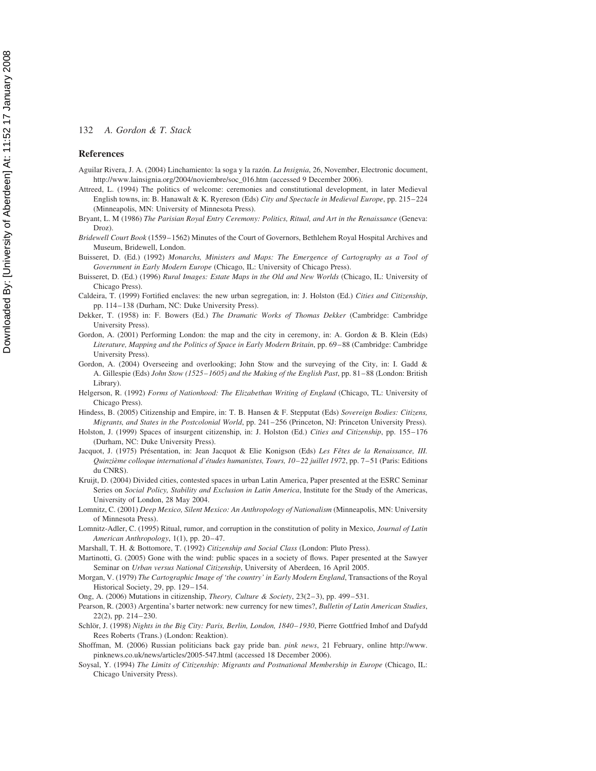## References

Aguilar Rivera, J. A. (2004) Linchamiento: la soga y la razón. *La Insignia*, 26, November, Electronic document, http://www.lainsignia.org/2004/noviembre/soc_016.htm (accessed 9 December 2006).

Attreed, L. (1994) The politics of welcome: ceremonies and constitutional development, in later Medieval English towns, in: B. Hanawalt & K. Ryereson (Eds) *City and Spectacle in Medieval Europe*, pp. 215–224 (Minneapolis, MN: University of Minnesota Press).

Bryant, L. M (1986) *The Parisian Royal Entry Ceremony: Politics, Ritual, and Art in the Renaissance* (Geneva: Droz).

*Bridewell Court Book* (1559–1562) Minutes of the Court of Governors, Bethlehem Royal Hospital Archives and Museum, Bridewell, London.

Buisseret, D. (Ed.) (1992) *Monarchs, Ministers and Maps: The Emergence of Cartography as a Tool of Government in Early Modern Europe* (Chicago, IL: University of Chicago Press).

Buisseret, D. (Ed.) (1996) *Rural Images: Estate Maps in the Old and New Worlds* (Chicago, IL: University of Chicago Press).

Caldeira, T. (1999) Fortified enclaves: the new urban segregation, in: J. Holston (Ed.) *Cities and Citizenship*, pp. 114–138 (Durham, NC: Duke University Press).

Dekker, T. (1958) in: F. Bowers (Ed.) *The Dramatic Works of Thomas Dekker* (Cambridge: Cambridge University Press).

Gordon, A. (2001) Performing London: the map and the city in ceremony, in: A. Gordon & B. Klein (Eds) *Literature, Mapping and the Politics of Space in Early Modern Britain*, pp. 69–88 (Cambridge: Cambridge University Press).

Gordon, A. (2004) Overseeing and overlooking; John Stow and the surveying of the City, in: I. Gadd & A. Gillespie (Eds) *John Stow (1525–1605) and the Making of the English Past*, pp. 81–88 (London: British Library).

Helgerson, R. (1992) *Forms of Nationhood: The Elizabethan Writing of England* (Chicago, TL: University of Chicago Press).

Hindess, B. (2005) Citizenship and Empire, in: T. B. Hansen & F. Stepputat (Eds) *Sovereign Bodies: Citizens, Migrants, and States in the Postcolonial World*, pp. 241–256 (Princeton, NJ: Princeton University Press).

Holston, J. (1999) Spaces of insurgent citizenship, in: J. Holston (Ed.) *Cities and Citizenship*, pp. 155–176 (Durham, NC: Duke University Press).

Jacquot, J. (1975) Présentation, in: Jean Jacquot & Elie Konigson (Eds) *Les Fêtes de la Renaissance, III. Quinzième colloque international d'études humanistes, Tours, 10–22 juillet 1972*, pp. 7–51 (Paris: Editions du CNRS).

Kruijt, D. (2004) Divided cities, contested spaces in urban Latin America, Paper presented at the ESRC Seminar Series on *Social Policy, Stability and Exclusion in Latin America*, Institute for the Study of the Americas, University of London, 28 May 2004.

Lomnitz, C. (2001) *Deep Mexico, Silent Mexico: An Anthropology of Nationalism* (Minneapolis, MN: University of Minnesota Press).

Lomnitz-Adler, C. (1995) Ritual, rumor, and corruption in the constitution of polity in Mexico, *Journal of Latin American Anthropology*, 1(1), pp. 20–47.

Marshall, T. H. & Bottomore, T. (1992) *Citizenship and Social Class* (London: Pluto Press).

Martinotti, G. (2005) Gone with the wind: public spaces in a society of flows. Paper presented at the Sawyer Seminar on *Urban versus National Citizenship*, University of Aberdeen, 16 April 2005.

Morgan, V. (1979) *The Cartographic Image of 'the country' in Early Modern England*, Transactions of the Royal Historical Society, 29, pp. 129–154.

Ong, A. (2006) Mutations in citizenship, *Theory, Culture & Society*, 23(2–3), pp. 499–531.

Pearson, R. (2003) Argentina's barter network: new currency for new times?, *Bulletin of Latin American Studies*, 22(2), pp. 214–230.

Schlör, J. (1998) *Nights in the Big City: Paris, Berlin, London, 1840–1930*, Pierre Gottfried Imhof and Dafydd Rees Roberts (Trans.) (London: Reaktion).

Shoffman, M. (2006) Russian politicians back gay pride ban. *pink news*, 21 February, online http://www.pinknews.co.uk/news/articles/2005-547.html (accessed 18 December 2006).

Soysal, Y. (1994) *The Limits of Citizenship: Migrants and Postnational Membership in Europe* (Chicago, IL: Chicago University Press).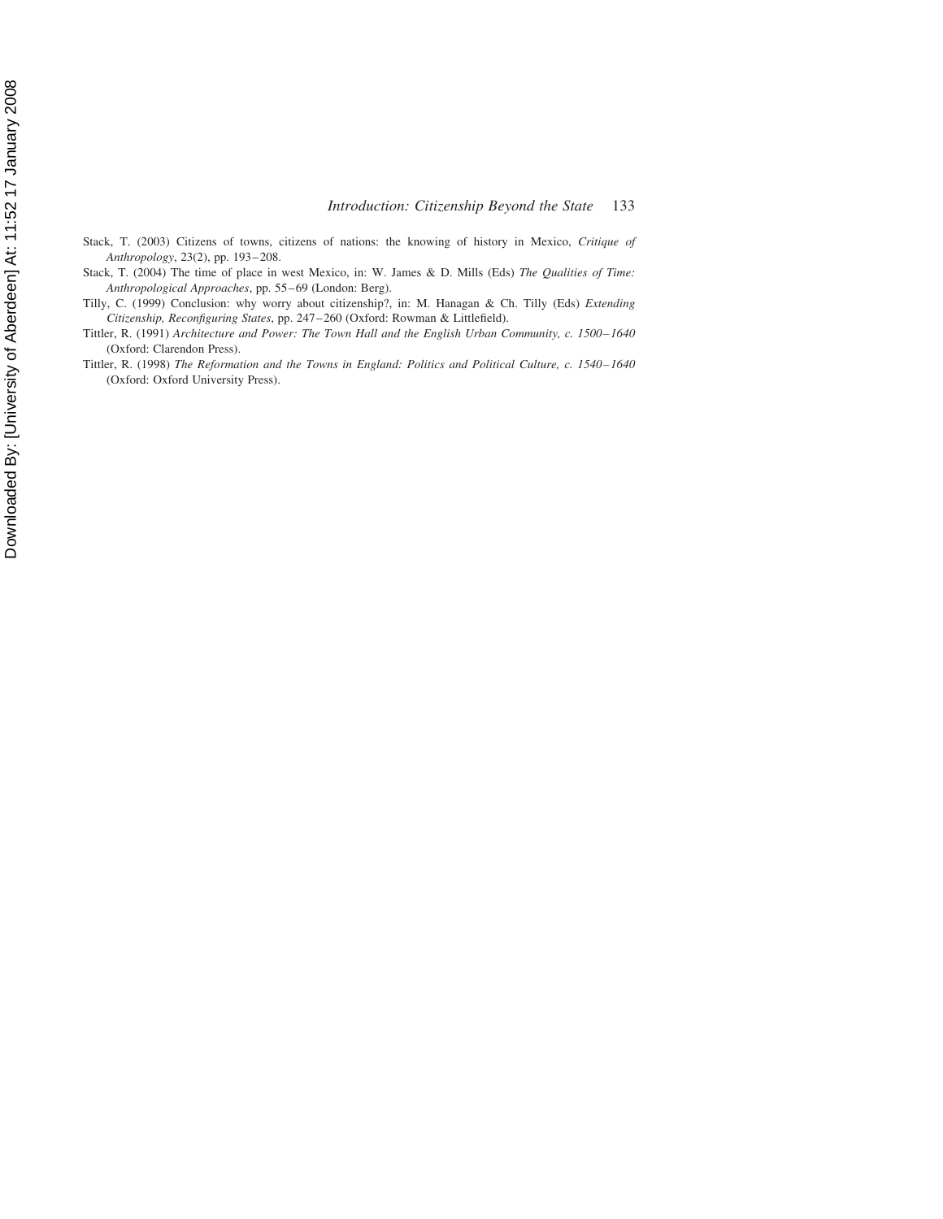Stack, T. (2003) Citizens of towns, citizens of nations: the knowing of history in Mexico, *Critique of Anthropology*, 23(2), pp. 193–208.

Stack, T. (2004) The time of place in west Mexico, in: W. James & D. Mills (Eds) *The Qualities of Time: Anthropological Approaches*, pp. 55–69 (London: Berg).

Tilly, C. (1999) Conclusion: why worry about citizenship?, in: M. Hanagan & Ch. Tilly (Eds) *Extending Citizenship, Reconfiguring States*, pp. 247–260 (Oxford: Rowman & Littlefield).

Tittler, R. (1991) *Architecture and Power: The Town Hall and the English Urban Community, c. 1500–1640* (Oxford: Clarendon Press).

Tittler, R. (1998) *The Reformation and the Towns in England: Politics and Political Culture, c. 1540–1640* (Oxford: Oxford University Press).